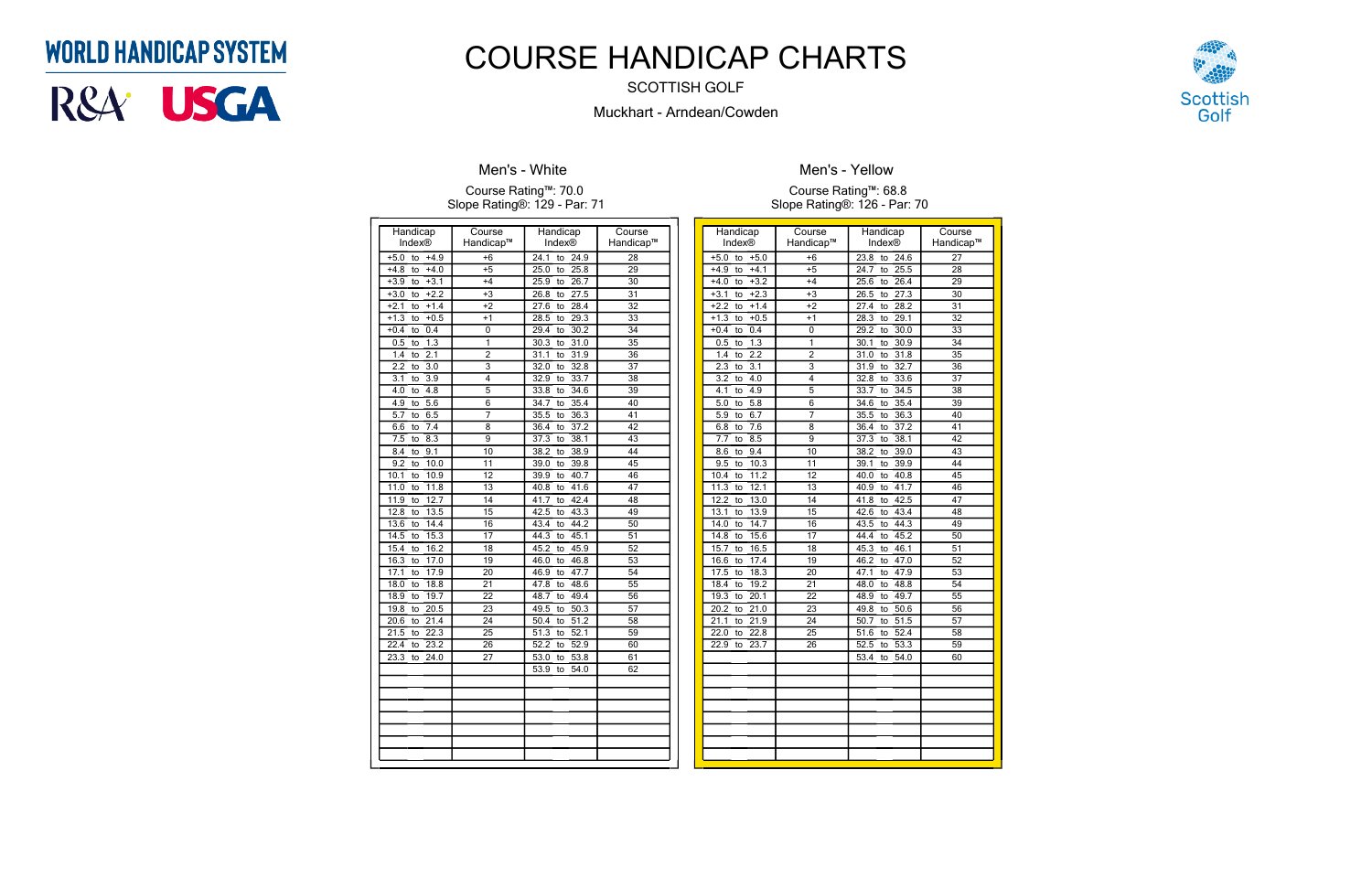WORLD HANDICAP SYSTEM

R&A USGA

# COURSE HANDICAP CHARTS

SCOTTISH GOLF

Muckhart - Arndean/Cowden

Scottish Golf

## Men's - White

Course Rating™: 70.0
Slope Rating®: 129 - Par: 71

| Handicap Index® | Course Handicap™ | Handicap Index® | Course Handicap™ |
|---|---|---|---|
| +5.0 to +4.9 | +6 | 24.1 to 24.9 | 28 |
| +4.8 to +4.0 | +5 | 25.0 to 25.8 | 29 |
| +3.9 to +3.1 | +4 | 25.9 to 26.7 | 30 |
| +3.0 to +2.2 | +3 | 26.8 to 27.5 | 31 |
| +2.1 to +1.4 | +2 | 27.6 to 28.4 | 32 |
| +1.3 to +0.5 | +1 | 28.5 to 29.3 | 33 |
| +0.4 to 0.4 | 0 | 29.4 to 30.2 | 34 |
| 0.5 to 1.3 | 1 | 30.3 to 31.0 | 35 |
| 1.4 to 2.1 | 2 | 31.1 to 31.9 | 36 |
| 2.2 to 3.0 | 3 | 32.0 to 32.8 | 37 |
| 3.1 to 3.9 | 4 | 32.9 to 33.7 | 38 |
| 4.0 to 4.8 | 5 | 33.8 to 34.6 | 39 |
| 4.9 to 5.6 | 6 | 34.7 to 35.4 | 40 |
| 5.7 to 6.5 | 7 | 35.5 to 36.3 | 41 |
| 6.6 to 7.4 | 8 | 36.4 to 37.2 | 42 |
| 7.5 to 8.3 | 9 | 37.3 to 38.1 | 43 |
| 8.4 to 9.1 | 10 | 38.2 to 38.9 | 44 |
| 9.2 to 10.0 | 11 | 39.0 to 39.8 | 45 |
| 10.1 to 10.9 | 12 | 39.9 to 40.7 | 46 |
| 11.0 to 11.8 | 13 | 40.8 to 41.6 | 47 |
| 11.9 to 12.7 | 14 | 41.7 to 42.4 | 48 |
| 12.8 to 13.5 | 15 | 42.5 to 43.3 | 49 |
| 13.6 to 14.4 | 16 | 43.4 to 44.2 | 50 |
| 14.5 to 15.3 | 17 | 44.3 to 45.1 | 51 |
| 15.4 to 16.2 | 18 | 45.2 to 45.9 | 52 |
| 16.3 to 17.0 | 19 | 46.0 to 46.8 | 53 |
| 17.1 to 17.9 | 20 | 46.9 to 47.7 | 54 |
| 18.0 to 18.8 | 21 | 47.8 to 48.6 | 55 |
| 18.9 to 19.7 | 22 | 48.7 to 49.4 | 56 |
| 19.8 to 20.5 | 23 | 49.5 to 50.3 | 57 |
| 20.6 to 21.4 | 24 | 50.4 to 51.2 | 58 |
| 21.5 to 22.3 | 25 | 51.3 to 52.1 | 59 |
| 22.4 to 23.2 | 26 | 52.2 to 52.9 | 60 |
| 23.3 to 24.0 | 27 | 53.0 to 53.8 | 61 |
| | | 53.9 to 54.0 | 62 |

## Men's - Yellow

Course Rating™: 68.8
Slope Rating®: 126 - Par: 70

| Handicap Index® | Course Handicap™ | Handicap Index® | Course Handicap™ |
|---|---|---|---|
| +5.0 to +5.0 | +6 | 23.8 to 24.6 | 27 |
| +4.9 to +4.1 | +5 | 24.7 to 25.5 | 28 |
| +4.0 to +3.2 | +4 | 25.6 to 26.4 | 29 |
| +3.1 to +2.3 | +3 | 26.5 to 27.3 | 30 |
| +2.2 to +1.4 | +2 | 27.4 to 28.2 | 31 |
| +1.3 to +0.5 | +1 | 28.3 to 29.1 | 32 |
| +0.4 to 0.4 | 0 | 29.2 to 30.0 | 33 |
| 0.5 to 1.3 | 1 | 30.1 to 30.9 | 34 |
| 1.4 to 2.2 | 2 | 31.0 to 31.8 | 35 |
| 2.3 to 3.1 | 3 | 31.9 to 32.7 | 36 |
| 3.2 to 4.0 | 4 | 32.8 to 33.6 | 37 |
| 4.1 to 4.9 | 5 | 33.7 to 34.5 | 38 |
| 5.0 to 5.8 | 6 | 34.6 to 35.4 | 39 |
| 5.9 to 6.7 | 7 | 35.5 to 36.3 | 40 |
| 6.8 to 7.6 | 8 | 36.4 to 37.2 | 41 |
| 7.7 to 8.5 | 9 | 37.3 to 38.1 | 42 |
| 8.6 to 9.4 | 10 | 38.2 to 39.0 | 43 |
| 9.5 to 10.3 | 11 | 39.1 to 39.9 | 44 |
| 10.4 to 11.2 | 12 | 40.0 to 40.8 | 45 |
| 11.3 to 12.1 | 13 | 40.9 to 41.7 | 46 |
| 12.2 to 13.0 | 14 | 41.8 to 42.5 | 47 |
| 13.1 to 13.9 | 15 | 42.6 to 43.4 | 48 |
| 14.0 to 14.7 | 16 | 43.5 to 44.3 | 49 |
| 14.8 to 15.6 | 17 | 44.4 to 45.2 | 50 |
| 15.7 to 16.5 | 18 | 45.3 to 46.1 | 51 |
| 16.6 to 17.4 | 19 | 46.2 to 47.0 | 52 |
| 17.5 to 18.3 | 20 | 47.1 to 47.9 | 53 |
| 18.4 to 19.2 | 21 | 48.0 to 48.8 | 54 |
| 19.3 to 20.1 | 22 | 48.9 to 49.7 | 55 |
| 20.2 to 21.0 | 23 | 49.8 to 50.6 | 56 |
| 21.1 to 21.9 | 24 | 50.7 to 51.5 | 57 |
| 22.0 to 22.8 | 25 | 51.6 to 52.4 | 58 |
| 22.9 to 23.7 | 26 | 52.5 to 53.3 | 59 |
| | | 53.4 to 54.0 | 60 |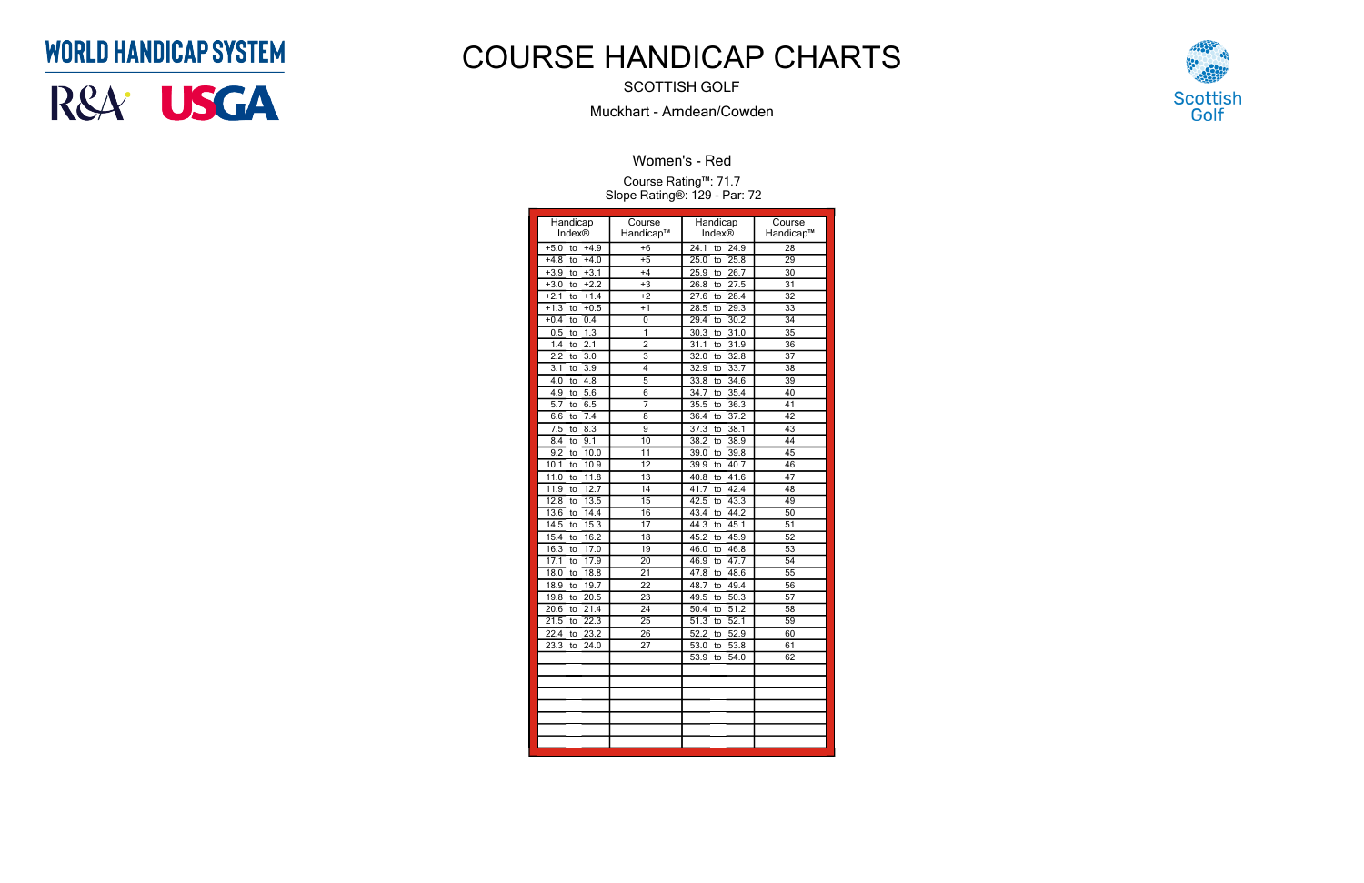WORLD HANDICAP SYSTEM

R&A USGA

# COURSE HANDICAP CHARTS

SCOTTISH GOLF

Muckhart - Arndean/Cowden

Scottish Golf

## Women's - Red

Course Rating™: 71.7
Slope Rating®: 129 - Par: 72

| Handicap Index® | Course Handicap™ | Handicap Index® | Course Handicap™ |
|---|---|---|---|
| +5.0 to +4.9 | +6 | 24.1 to 24.9 | 28 |
| +4.8 to +4.0 | +5 | 25.0 to 25.8 | 29 |
| +3.9 to +3.1 | +4 | 25.9 to 26.7 | 30 |
| +3.0 to +2.2 | +3 | 26.8 to 27.5 | 31 |
| +2.1 to +1.4 | +2 | 27.6 to 28.4 | 32 |
| +1.3 to +0.5 | +1 | 28.5 to 29.3 | 33 |
| +0.4 to 0.4 | 0 | 29.4 to 30.2 | 34 |
| 0.5 to 1.3 | 1 | 30.3 to 31.0 | 35 |
| 1.4 to 2.1 | 2 | 31.1 to 31.9 | 36 |
| 2.2 to 3.0 | 3 | 32.0 to 32.8 | 37 |
| 3.1 to 3.9 | 4 | 32.9 to 33.7 | 38 |
| 4.0 to 4.8 | 5 | 33.8 to 34.6 | 39 |
| 4.9 to 5.6 | 6 | 34.7 to 35.4 | 40 |
| 5.7 to 6.5 | 7 | 35.5 to 36.3 | 41 |
| 6.6 to 7.4 | 8 | 36.4 to 37.2 | 42 |
| 7.5 to 8.3 | 9 | 37.3 to 38.1 | 43 |
| 8.4 to 9.1 | 10 | 38.2 to 38.9 | 44 |
| 9.2 to 10.0 | 11 | 39.0 to 39.8 | 45 |
| 10.1 to 10.9 | 12 | 39.9 to 40.7 | 46 |
| 11.0 to 11.8 | 13 | 40.8 to 41.6 | 47 |
| 11.9 to 12.7 | 14 | 41.7 to 42.4 | 48 |
| 12.8 to 13.5 | 15 | 42.5 to 43.3 | 49 |
| 13.6 to 14.4 | 16 | 43.4 to 44.2 | 50 |
| 14.5 to 15.3 | 17 | 44.3 to 45.1 | 51 |
| 15.4 to 16.2 | 18 | 45.2 to 45.9 | 52 |
| 16.3 to 17.0 | 19 | 46.0 to 46.8 | 53 |
| 17.1 to 17.9 | 20 | 46.9 to 47.7 | 54 |
| 18.0 to 18.8 | 21 | 47.8 to 48.6 | 55 |
| 18.9 to 19.7 | 22 | 48.7 to 49.4 | 56 |
| 19.8 to 20.5 | 23 | 49.5 to 50.3 | 57 |
| 20.6 to 21.4 | 24 | 50.4 to 51.2 | 58 |
| 21.5 to 22.3 | 25 | 51.3 to 52.1 | 59 |
| 22.4 to 23.2 | 26 | 52.2 to 52.9 | 60 |
| 23.3 to 24.0 | 27 | 53.0 to 53.8 | 61 |
| | | 53.9 to 54.0 | 62 |